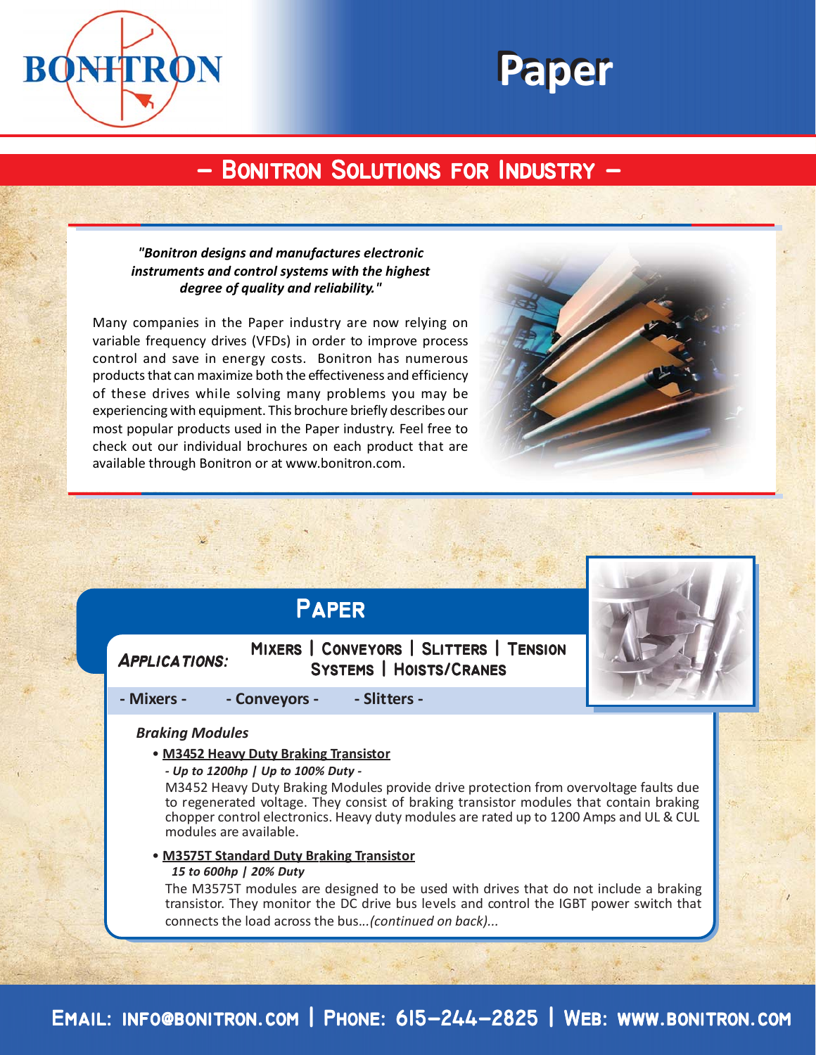# Paper

## – Bonitron Solutions for Industry –

***"Bonitron designs and manufactures electronic instruments and control systems with the highest degree of quality and reliability."***

Many companies in the Paper industry are now relying on variable frequency drives (VFDs) in order to improve process control and save in energy costs. Bonitron has numerous products that can maximize both the effectiveness and efficiency of these drives while solving many problems you may be experiencing with equipment. This brochure briefly describes our most popular products used in the Paper industry. Feel free to check out our individual brochures on each product that are available through Bonitron or at www.bonitron.com.

## Paper

***Applications:*** Mixers | Conveyors | Slitters | Tension Systems | Hoists/Cranes

**- Mixers -** **- Conveyors -** **- Slitters -**

### *Braking Modules*

- **M3452 Heavy Duty Braking Transistor**

  ***- Up to 1200hp | Up to 100% Duty -***

  M3452 Heavy Duty Braking Modules provide drive protection from overvoltage faults due to regenerated voltage. They consist of braking transistor modules that contain braking chopper control electronics. Heavy duty modules are rated up to 1200 Amps and UL & CUL modules are available.

- **M3575T Standard Duty Braking Transistor**

  ***15 to 600hp | 20% Duty***

  The M3575T modules are designed to be used with drives that do not include a braking transistor. They monitor the DC drive bus levels and control the IGBT power switch that connects the load across the bus...*(continued on back)...*

Email: info@bonitron.com | Phone: 615-244-2825 | Web: www.bonitron.com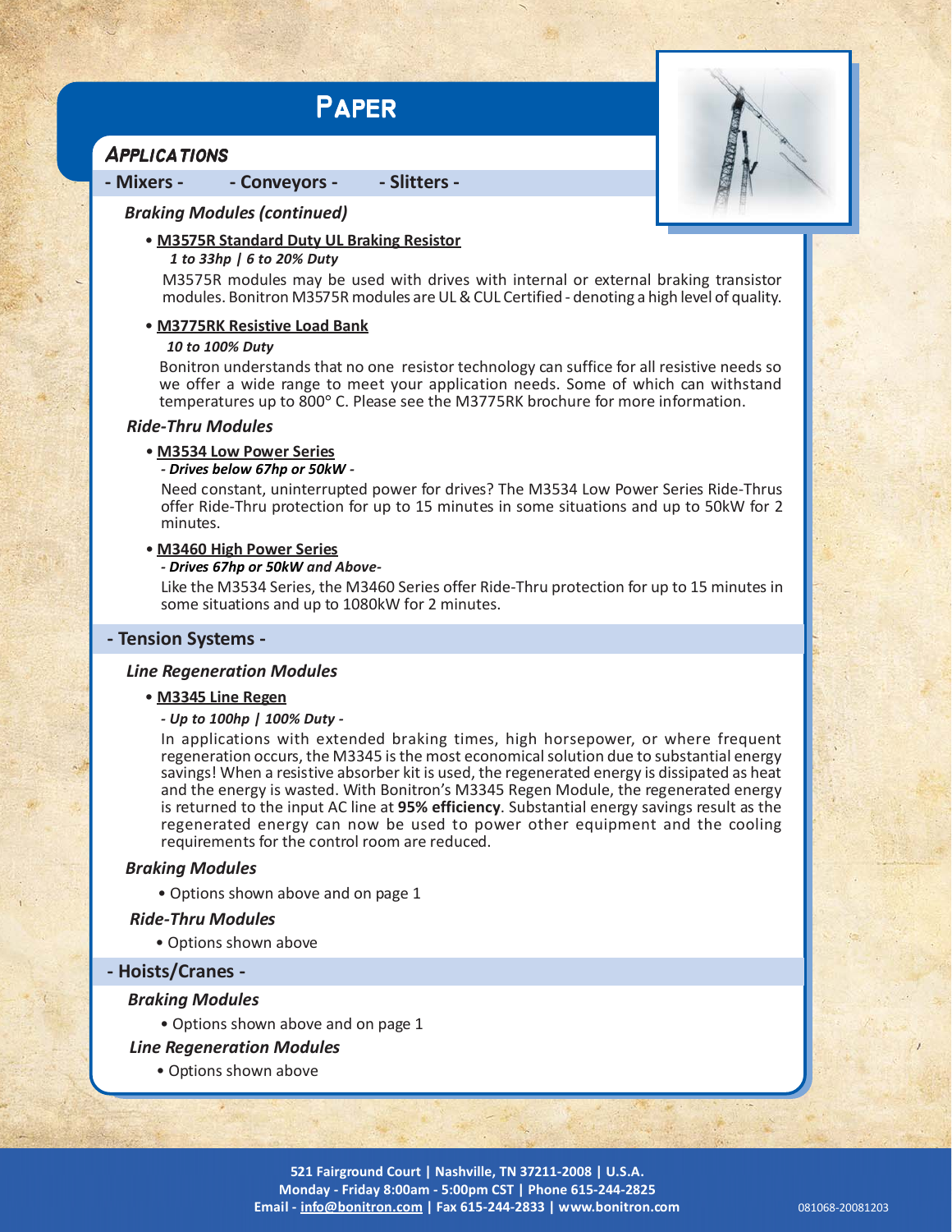# Paper

## Applications

### - Mixers - - Conveyors - - Slitters -

*Braking Modules (continued)*

- **M3575R Standard Duty UL Braking Resistor**

  ***1 to 33hp | 6 to 20% Duty***

  M3575R modules may be used with drives with internal or external braking transistor modules. Bonitron M3575R modules are UL & CUL Certified - denoting a high level of quality.

- **M3775RK Resistive Load Bank**

  ***10 to 100% Duty***

  Bonitron understands that no one resistor technology can suffice for all resistive needs so we offer a wide range to meet your application needs. Some of which can withstand temperatures up to 800° C. Please see the M3775RK brochure for more information.

*Ride-Thru Modules*

- **M3534 Low Power Series**

  ***- Drives below 67hp or 50kW -***

  Need constant, uninterrupted power for drives? The M3534 Low Power Series Ride-Thrus offer Ride-Thru protection for up to 15 minutes in some situations and up to 50kW for 2 minutes.

- **M3460 High Power Series**

  ***- Drives 67hp or 50kW and Above-***

  Like the M3534 Series, the M3460 Series offer Ride-Thru protection for up to 15 minutes in some situations and up to 1080kW for 2 minutes.

### - Tension Systems -

*Line Regeneration Modules*

- **M3345 Line Regen**

  ***- Up to 100hp | 100% Duty -***

  In applications with extended braking times, high horsepower, or where frequent regeneration occurs, the M3345 is the most economical solution due to substantial energy savings! When a resistive absorber kit is used, the regenerated energy is dissipated as heat and the energy is wasted. With Bonitron's M3345 Regen Module, the regenerated energy is returned to the input AC line at **95% efficiency**. Substantial energy savings result as the regenerated energy can now be used to power other equipment and the cooling requirements for the control room are reduced.

*Braking Modules*

- Options shown above and on page 1

*Ride-Thru Modules*

- Options shown above

### - Hoists/Cranes -

*Braking Modules*

- Options shown above and on page 1

*Line Regeneration Modules*

- Options shown above

521 Fairground Court | Nashville, TN 37211-2008 | U.S.A.
Monday - Friday 8:00am - 5:00pm CST | Phone 615-244-2825
Email - info@bonitron.com | Fax 615-244-2833 | www.bonitron.com

081068-20081203